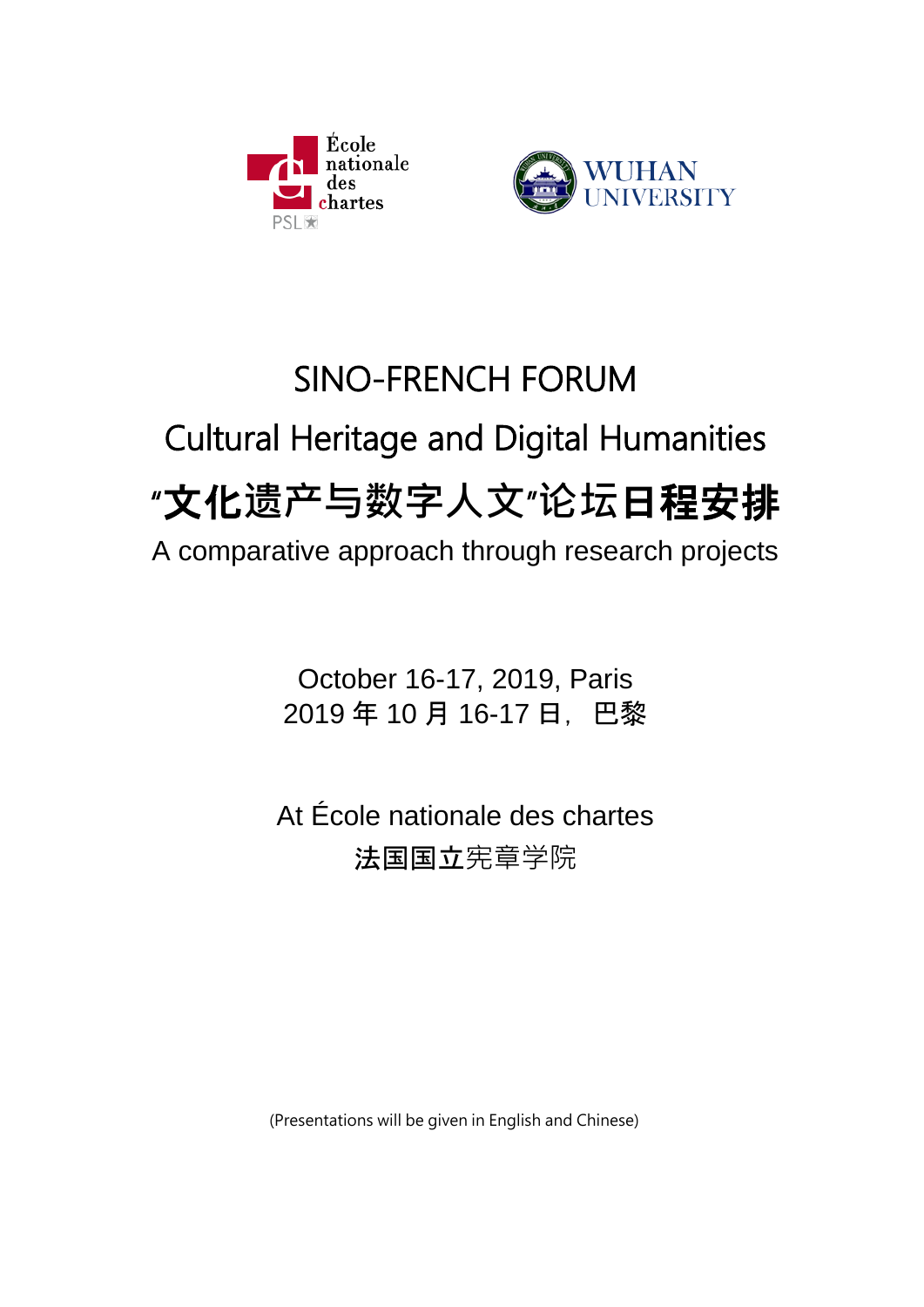# SINO-FRENCH FORUM

## Cultural Heritage and Digital Humanities

## "文化遗产与数字人文"论坛日程安排

A comparative approach through research projects

October 16-17, 2019, Paris
2019 年 10 月 16-17 日，巴黎

At École nationale des chartes
法国国立宪章学院

(Presentations will be given in English and Chinese)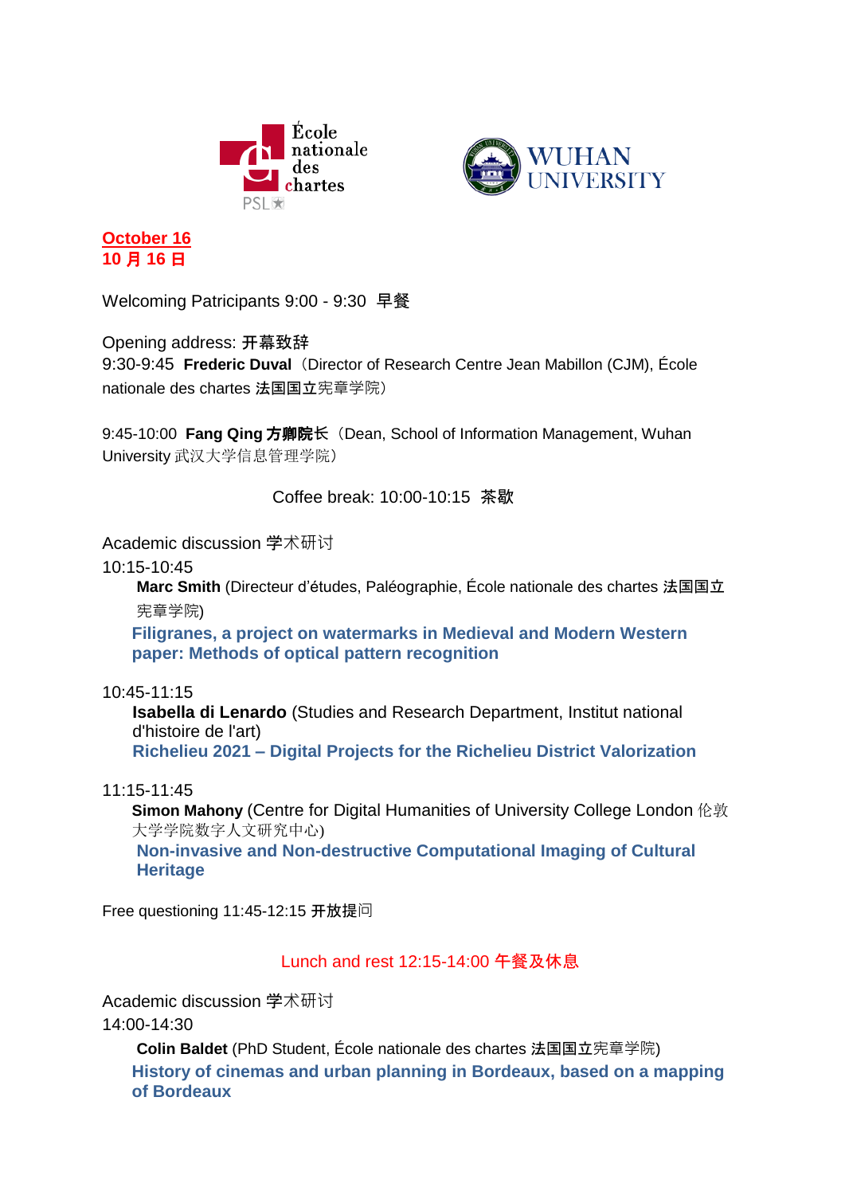**October 16**
**10 月 16 日**

Welcoming Patricipants 9:00 - 9:30 早餐

Opening address: 开幕致辞

9:30-9:45 **Frederic Duval**（Director of Research Centre Jean Mabillon (CJM), École nationale des chartes 法国国立宪章学院）

9:45-10:00 **Fang Qing 方卿院长**（Dean, School of Information Management, Wuhan University 武汉大学信息管理学院）

Coffee break: 10:00-10:15 茶歇

Academic discussion 学术研讨

10:15-10:45

**Marc Smith** (Directeur d'études, Paléographie, École nationale des chartes 法国国立宪章学院)

**Filigranes, a project on watermarks in Medieval and Modern Western paper: Methods of optical pattern recognition**

10:45-11:15

**Isabella di Lenardo** (Studies and Research Department, Institut national d'histoire de l'art)

**Richelieu 2021 – Digital Projects for the Richelieu District Valorization**

11:15-11:45

**Simon Mahony** (Centre for Digital Humanities of University College London 伦敦大学学院数字人文研究中心)

**Non-invasive and Non-destructive Computational Imaging of Cultural Heritage**

Free questioning 11:45-12:15 开放提问

Lunch and rest 12:15-14:00 午餐及休息

Academic discussion 学术研讨

14:00-14:30

**Colin Baldet** (PhD Student, École nationale des chartes 法国国立宪章学院)

**History of cinemas and urban planning in Bordeaux, based on a mapping of Bordeaux**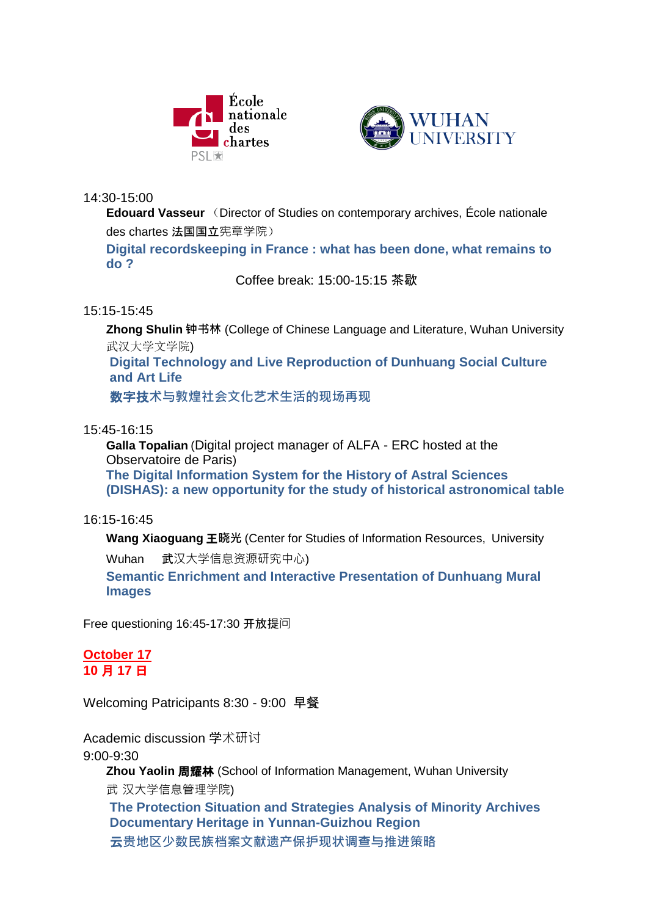14:30-15:00

**Edouard Vasseur** （Director of Studies on contemporary archives, École nationale des chartes 法国国立宪章学院）

**Digital recordskeeping in France : what has been done, what remains to do ?**

Coffee break: 15:00-15:15 茶歇

15:15-15:45

**Zhong Shulin 钟书林** (College of Chinese Language and Literature, Wuhan University 武汉大学文学院)

**Digital Technology and Live Reproduction of Dunhuang Social Culture and Art Life**

**数字技术与敦煌社会文化艺术生活的现场再现**

15:45-16:15

**Galla Topalian** (Digital project manager of ALFA - ERC hosted at the Observatoire de Paris)

**The Digital Information System for the History of Astral Sciences (DISHAS): a new opportunity for the study of historical astronomical table**

16:15-16:45

**Wang Xiaoguang 王晓光** (Center for Studies of Information Resources, University Wuhan 武汉大学信息资源研究中心)

**Semantic Enrichment and Interactive Presentation of Dunhuang Mural Images**

Free questioning 16:45-17:30 开放提问

## October 17
## 10 月 17 日

Welcoming Patricipants 8:30 - 9:00 早餐

Academic discussion 学术研讨

9:00-9:30

**Zhou Yaolin 周耀林** (School of Information Management, Wuhan University 武 汉大学信息管理学院)

**The Protection Situation and Strategies Analysis of Minority Archives Documentary Heritage in Yunnan-Guizhou Region**

**云贵地区少数民族档案文献遗产保护现状调查与推进策略**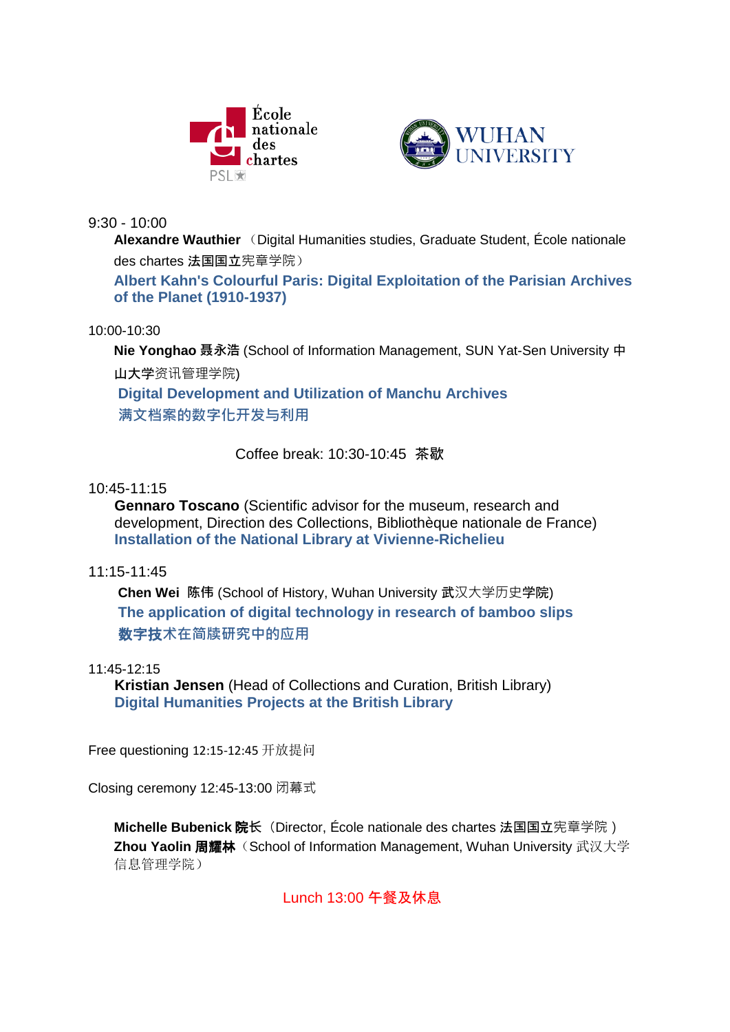9:30 - 10:00

**Alexandre Wauthier** （Digital Humanities studies, Graduate Student, École nationale des chartes **法国国立**宪章学院）

**Albert Kahn's Colourful Paris: Digital Exploitation of the Parisian Archives of the Planet (1910-1937)**

10:00-10:30

**Nie Yonghao 聂永浩** (School of Information Management, SUN Yat-Sen University **中山大学**资讯管理学院)

**Digital Development and Utilization of Manchu Archives**

**满文档案的数字化开发与利用**

Coffee break: 10:30-10:45 茶歇

10:45-11:15

**Gennaro Toscano** (Scientific advisor for the museum, research and development, Direction des Collections, Bibliothèque nationale de France)

**Installation of the National Library at Vivienne-Richelieu**

11:15-11:45

**Chen Wei 陈伟** (School of History, Wuhan University **武汉**大学历史**学院**)

**The application of digital technology in research of bamboo slips**

**数字技**术在简牍研究中的应用

11:45-12:15

**Kristian Jensen** (Head of Collections and Curation, British Library)

**Digital Humanities Projects at the British Library**

Free questioning 12:15-12:45 开放提问

Closing ceremony 12:45-13:00 闭幕式

**Michelle Bubenick 院长**（Director, École nationale des chartes **法国国立**宪章学院）

**Zhou Yaolin 周耀林**（School of Information Management, Wuhan University 武汉大学信息管理学院）

Lunch 13:00 午餐及休息